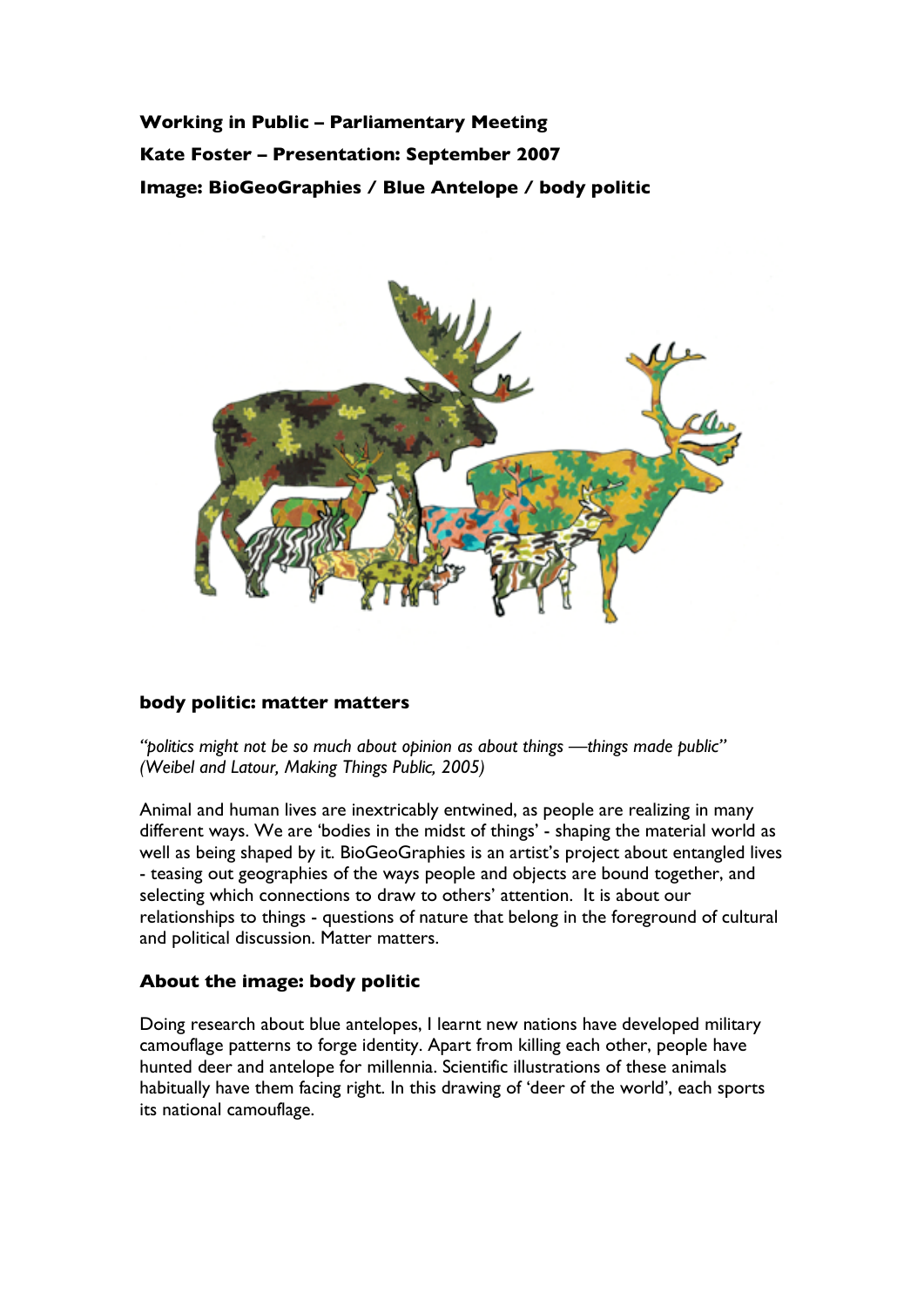**Working in Public – Parliamentary Meeting**

**Kate Foster – Presentation: September 2007**

**Image: BioGeoGraphies / Blue Antelope / body politic**

## body politic: matter matters

*"politics might not be so much about opinion as about things —things made public" (Weibel and Latour, Making Things Public, 2005)*

Animal and human lives are inextricably entwined, as people are realizing in many different ways. We are 'bodies in the midst of things' - shaping the material world as well as being shaped by it. BioGeoGraphies is an artist's project about entangled lives - teasing out geographies of the ways people and objects are bound together, and selecting which connections to draw to others' attention. It is about our relationships to things - questions of nature that belong in the foreground of cultural and political discussion. Matter matters.

## About the image: body politic

Doing research about blue antelopes, I learnt new nations have developed military camouflage patterns to forge identity. Apart from killing each other, people have hunted deer and antelope for millennia. Scientific illustrations of these animals habitually have them facing right. In this drawing of 'deer of the world', each sports its national camouflage.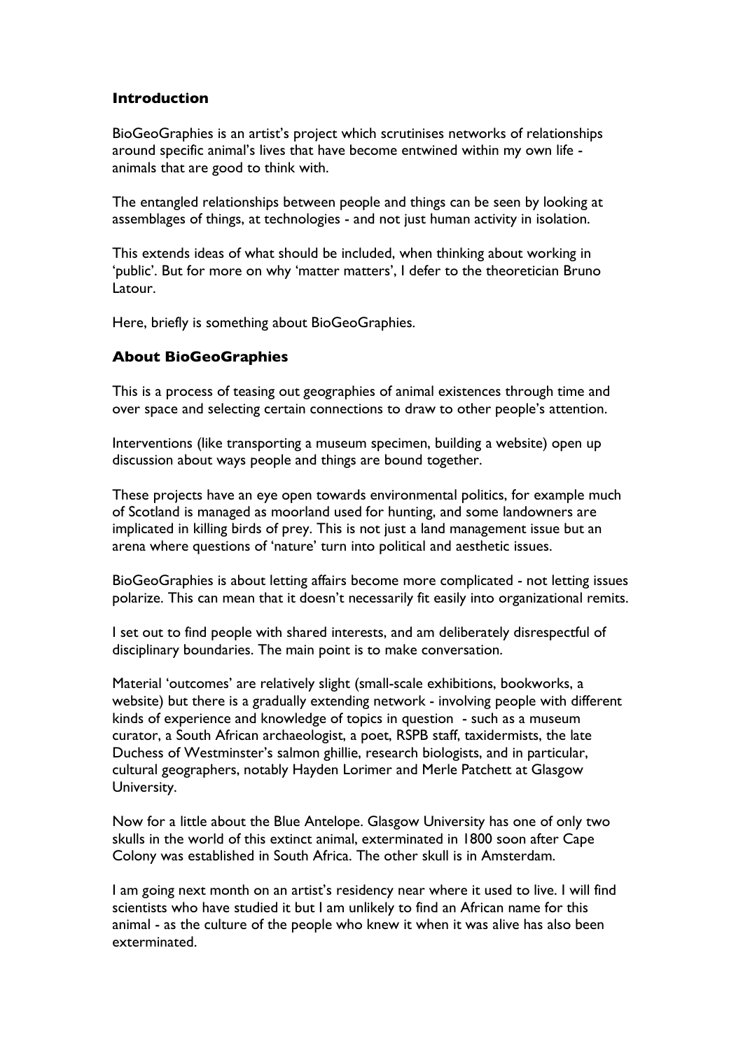### Introduction

BioGeoGraphies is an artist's project which scrutinises networks of relationships around specific animal's lives that have become entwined within my own life - animals that are good to think with.

The entangled relationships between people and things can be seen by looking at assemblages of things, at technologies - and not just human activity in isolation.

This extends ideas of what should be included, when thinking about working in 'public'. But for more on why 'matter matters', I defer to the theoretician Bruno Latour.

Here, briefly is something about BioGeoGraphies.

### About BioGeoGraphies

This is a process of teasing out geographies of animal existences through time and over space and selecting certain connections to draw to other people's attention.

Interventions (like transporting a museum specimen, building a website) open up discussion about ways people and things are bound together.

These projects have an eye open towards environmental politics, for example much of Scotland is managed as moorland used for hunting, and some landowners are implicated in killing birds of prey. This is not just a land management issue but an arena where questions of 'nature' turn into political and aesthetic issues.

BioGeoGraphies is about letting affairs become more complicated - not letting issues polarize. This can mean that it doesn't necessarily fit easily into organizational remits.

I set out to find people with shared interests, and am deliberately disrespectful of disciplinary boundaries. The main point is to make conversation.

Material 'outcomes' are relatively slight (small-scale exhibitions, bookworks, a website) but there is a gradually extending network - involving people with different kinds of experience and knowledge of topics in question - such as a museum curator, a South African archaeologist, a poet, RSPB staff, taxidermists, the late Duchess of Westminster's salmon ghillie, research biologists, and in particular, cultural geographers, notably Hayden Lorimer and Merle Patchett at Glasgow University.

Now for a little about the Blue Antelope. Glasgow University has one of only two skulls in the world of this extinct animal, exterminated in 1800 soon after Cape Colony was established in South Africa. The other skull is in Amsterdam.

I am going next month on an artist's residency near where it used to live. I will find scientists who have studied it but I am unlikely to find an African name for this animal - as the culture of the people who knew it when it was alive has also been exterminated.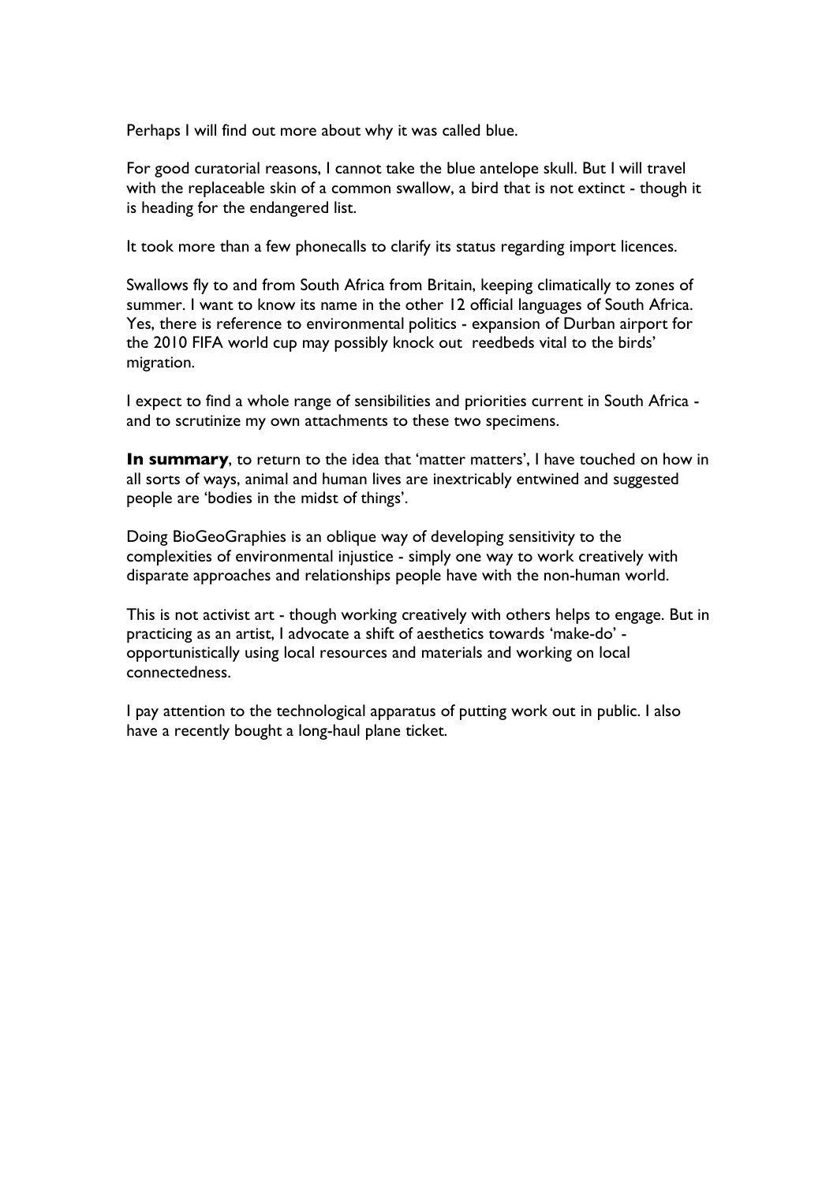Perhaps I will find out more about why it was called blue.

For good curatorial reasons, I cannot take the blue antelope skull. But I will travel with the replaceable skin of a common swallow, a bird that is not extinct - though it is heading for the endangered list.

It took more than a few phonecalls to clarify its status regarding import licences.

Swallows fly to and from South Africa from Britain, keeping climatically to zones of summer. I want to know its name in the other 12 official languages of South Africa. Yes, there is reference to environmental politics - expansion of Durban airport for the 2010 FIFA world cup may possibly knock out reedbeds vital to the birds' migration.

I expect to find a whole range of sensibilities and priorities current in South Africa - and to scrutinize my own attachments to these two specimens.

**In summary**, to return to the idea that 'matter matters', I have touched on how in all sorts of ways, animal and human lives are inextricably entwined and suggested people are 'bodies in the midst of things'.

Doing BioGeoGraphies is an oblique way of developing sensitivity to the complexities of environmental injustice - simply one way to work creatively with disparate approaches and relationships people have with the non-human world.

This is not activist art - though working creatively with others helps to engage. But in practicing as an artist, I advocate a shift of aesthetics towards 'make-do' - opportunistically using local resources and materials and working on local connectedness.

I pay attention to the technological apparatus of putting work out in public. I also have a recently bought a long-haul plane ticket.